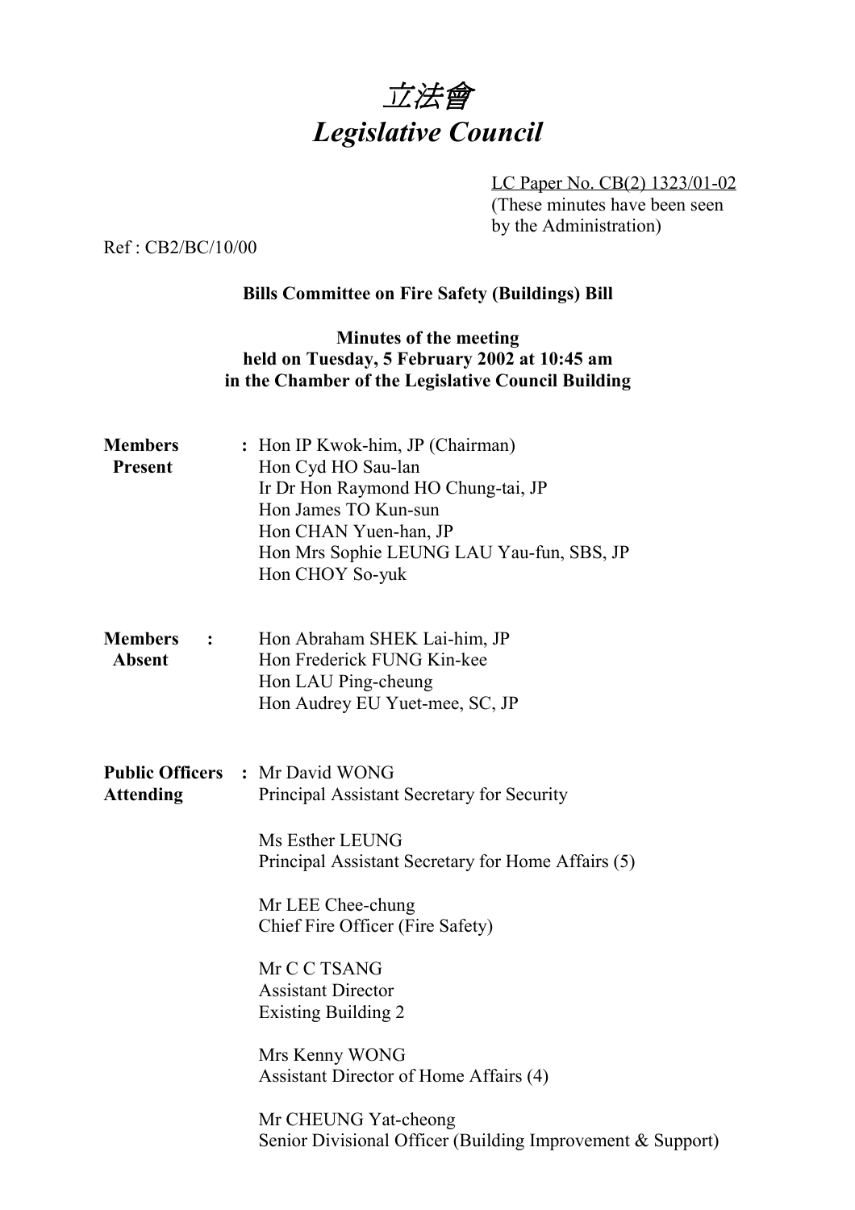# *立法會*
# *Legislative Council*

LC Paper No. CB(2) 1323/01-02
(These minutes have been seen by the Administration)

Ref : CB2/BC/10/00

**Bills Committee on Fire Safety (Buildings) Bill**

**Minutes of the meeting**
**held on Tuesday, 5 February 2002 at 10:45 am**
**in the Chamber of the Legislative Council Building**

**Members Present** : Hon IP Kwok-him, JP (Chairman)
Hon Cyd HO Sau-lan
Ir Dr Hon Raymond HO Chung-tai, JP
Hon James TO Kun-sun
Hon CHAN Yuen-han, JP
Hon Mrs Sophie LEUNG LAU Yau-fun, SBS, JP
Hon CHOY So-yuk

**Members Absent** : Hon Abraham SHEK Lai-him, JP
Hon Frederick FUNG Kin-kee
Hon LAU Ping-cheung
Hon Audrey EU Yuet-mee, SC, JP

**Public Officers Attending** : Mr David WONG
Principal Assistant Secretary for Security

Ms Esther LEUNG
Principal Assistant Secretary for Home Affairs (5)

Mr LEE Chee-chung
Chief Fire Officer (Fire Safety)

Mr C C TSANG
Assistant Director
Existing Building 2

Mrs Kenny WONG
Assistant Director of Home Affairs (4)

Mr CHEUNG Yat-cheong
Senior Divisional Officer (Building Improvement & Support)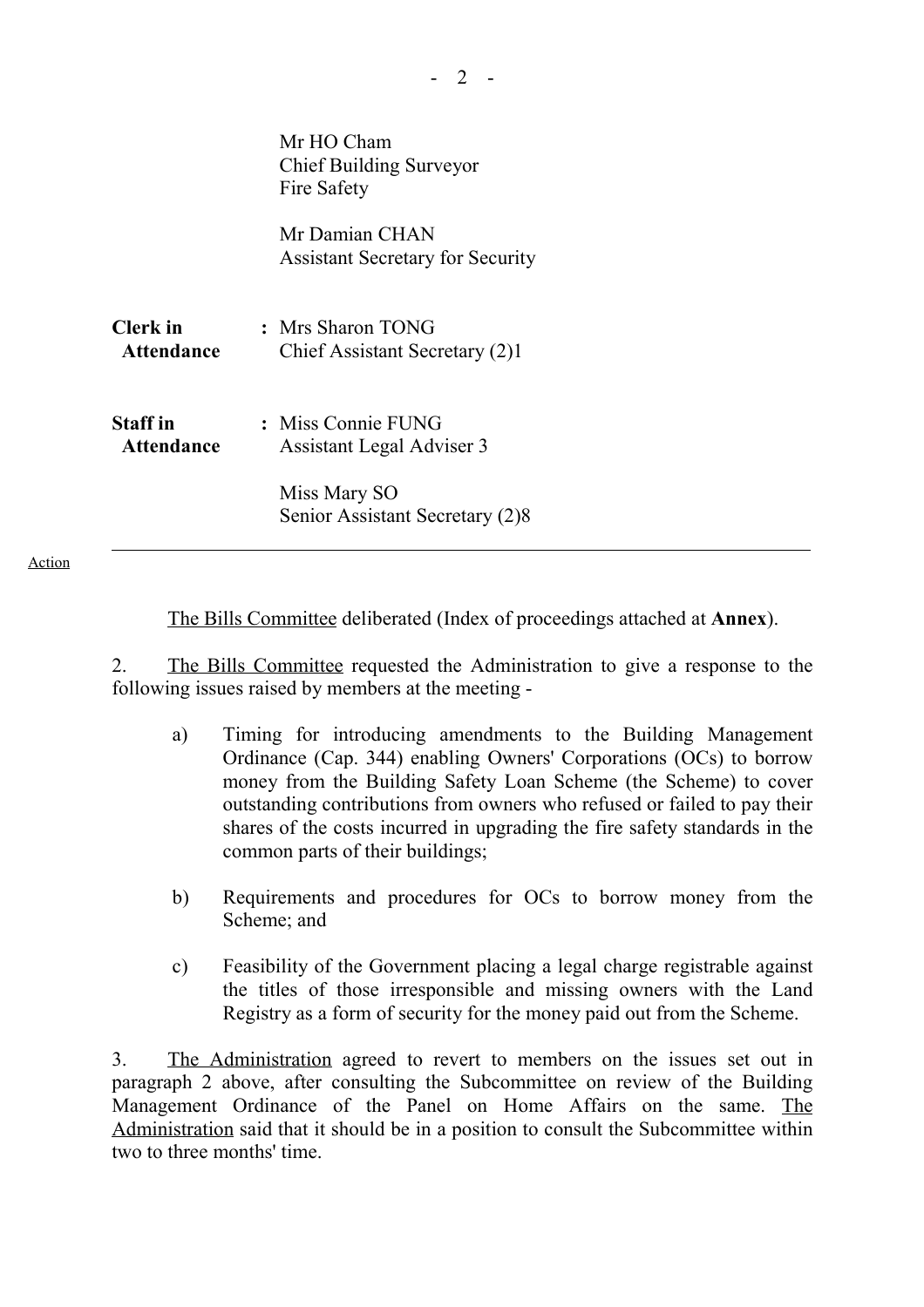Mr HO Cham
Chief Building Surveyor
Fire Safety

Mr Damian CHAN
Assistant Secretary for Security

| | | |
|---|---|---|
| **Clerk in Attendance** | : | Mrs Sharon TONG<br>Chief Assistant Secretary (2)1 |
| **Staff in Attendance** | : | Miss Connie FUNG<br>Assistant Legal Adviser 3<br><br>Miss Mary SO<br>Senior Assistant Secretary (2)8 |

---

Action

The Bills Committee deliberated (Index of proceedings attached at **Annex**).

2. The Bills Committee requested the Administration to give a response to the following issues raised by members at the meeting -

a) Timing for introducing amendments to the Building Management Ordinance (Cap. 344) enabling Owners' Corporations (OCs) to borrow money from the Building Safety Loan Scheme (the Scheme) to cover outstanding contributions from owners who refused or failed to pay their shares of the costs incurred in upgrading the fire safety standards in the common parts of their buildings;

b) Requirements and procedures for OCs to borrow money from the Scheme; and

c) Feasibility of the Government placing a legal charge registrable against the titles of those irresponsible and missing owners with the Land Registry as a form of security for the money paid out from the Scheme.

3. The Administration agreed to revert to members on the issues set out in paragraph 2 above, after consulting the Subcommittee on review of the Building Management Ordinance of the Panel on Home Affairs on the same. The Administration said that it should be in a position to consult the Subcommittee within two to three months' time.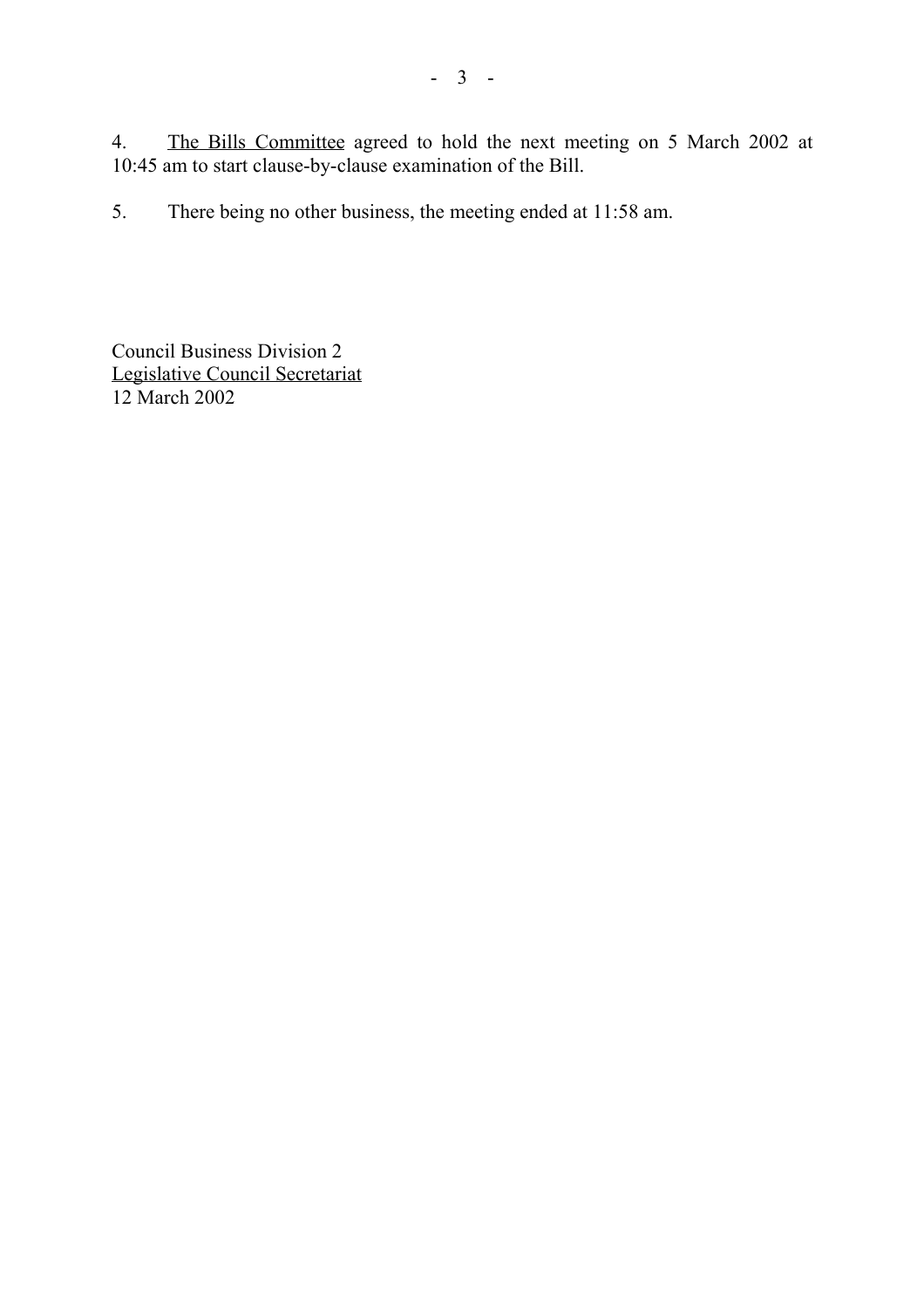4. The Bills Committee agreed to hold the next meeting on 5 March 2002 at 10:45 am to start clause-by-clause examination of the Bill.

5. There being no other business, the meeting ended at 11:58 am.

Council Business Division 2
Legislative Council Secretariat
12 March 2002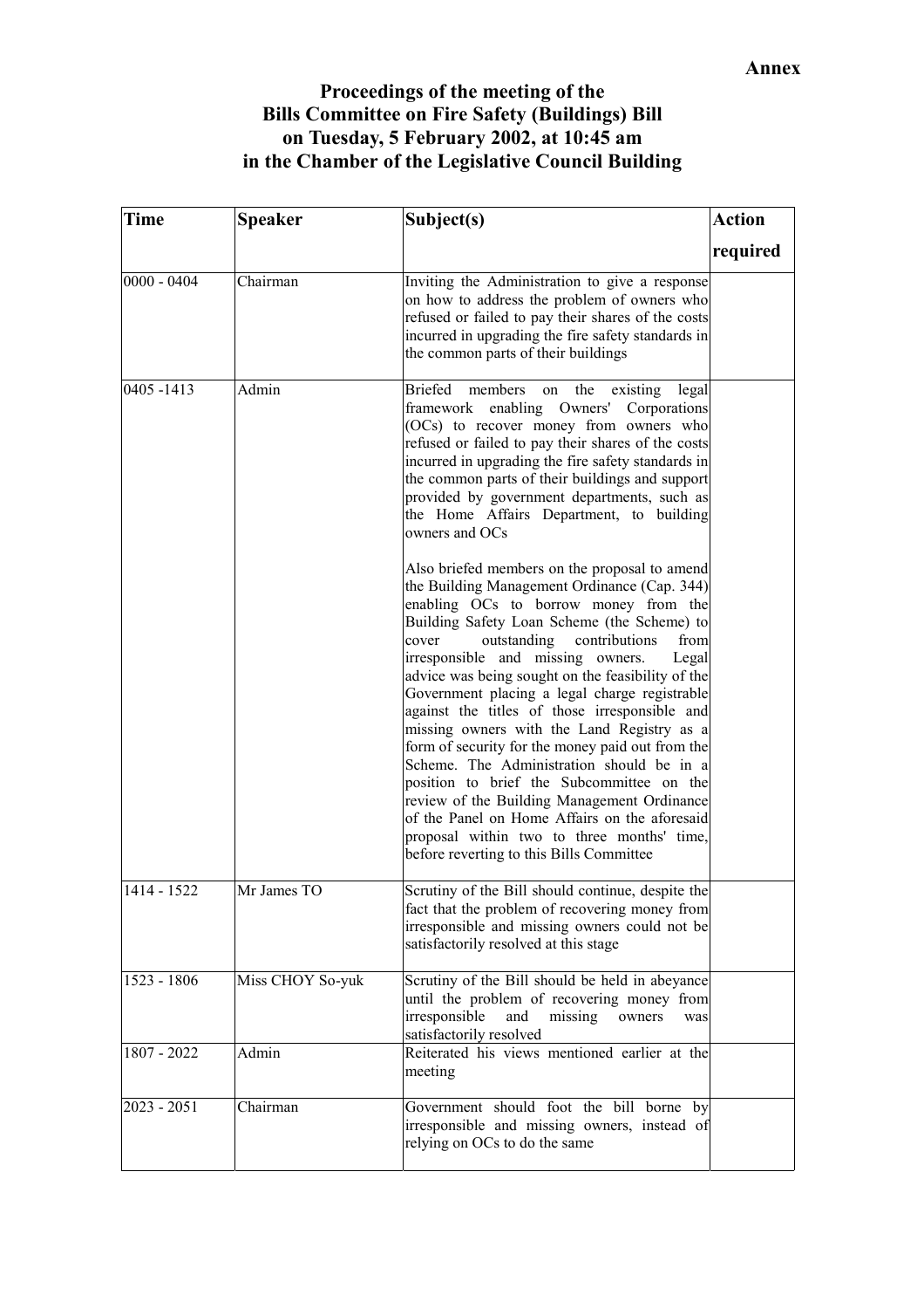**Annex**

# Proceedings of the meeting of the Bills Committee on Fire Safety (Buildings) Bill on Tuesday, 5 February 2002, at 10:45 am in the Chamber of the Legislative Council Building

| Time | Speaker | Subject(s) | Action required |
|---|---|---|---|
| 0000 - 0404 | Chairman | Inviting the Administration to give a response on how to address the problem of owners who refused or failed to pay their shares of the costs incurred in upgrading the fire safety standards in the common parts of their buildings | |
| 0405 -1413 | Admin | Briefed members on the existing legal framework enabling Owners' Corporations (OCs) to recover money from owners who refused or failed to pay their shares of the costs incurred in upgrading the fire safety standards in the common parts of their buildings and support provided by government departments, such as the Home Affairs Department, to building owners and OCs<br><br>Also briefed members on the proposal to amend the Building Management Ordinance (Cap. 344) enabling OCs to borrow money from the Building Safety Loan Scheme (the Scheme) to cover outstanding contributions from irresponsible and missing owners. Legal advice was being sought on the feasibility of the Government placing a legal charge registrable against the titles of those irresponsible and missing owners with the Land Registry as a form of security for the money paid out from the Scheme. The Administration should be in a position to brief the Subcommittee on the review of the Building Management Ordinance of the Panel on Home Affairs on the aforesaid proposal within two to three months' time, before reverting to this Bills Committee | |
| 1414 - 1522 | Mr James TO | Scrutiny of the Bill should continue, despite the fact that the problem of recovering money from irresponsible and missing owners could not be satisfactorily resolved at this stage | |
| 1523 - 1806 | Miss CHOY So-yuk | Scrutiny of the Bill should be held in abeyance until the problem of recovering money from irresponsible and missing owners was satisfactorily resolved | |
| 1807 - 2022 | Admin | Reiterated his views mentioned earlier at the meeting | |
| 2023 - 2051 | Chairman | Government should foot the bill borne by irresponsible and missing owners, instead of relying on OCs to do the same | |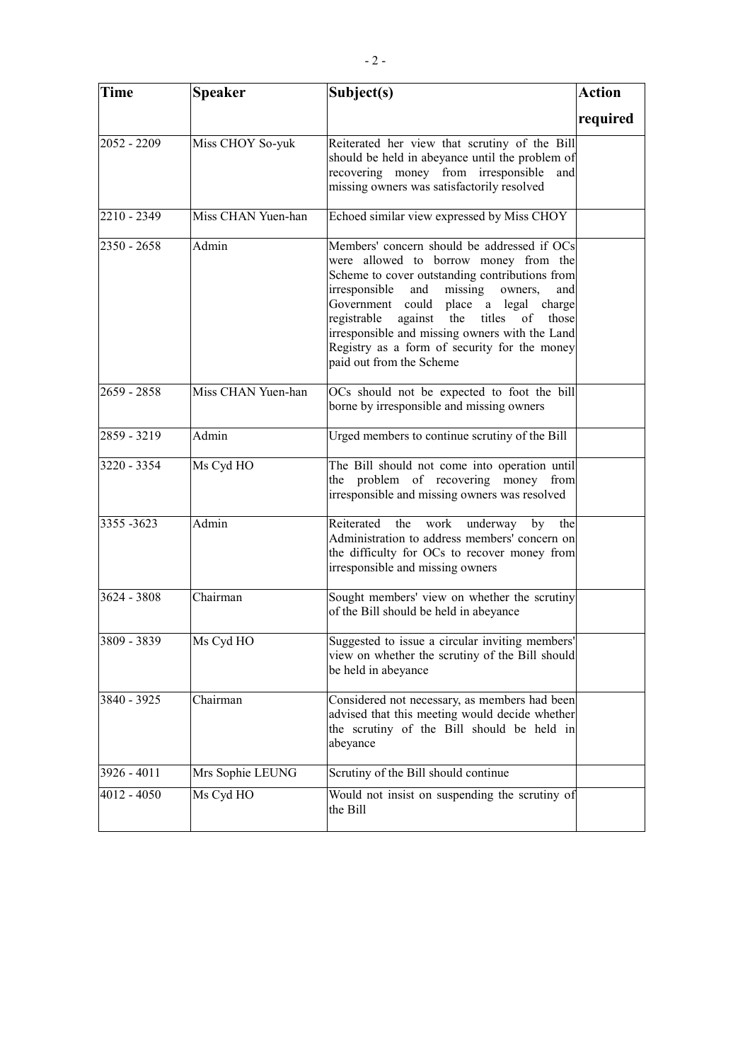| Time | Speaker | Subject(s) | Action required |
| --- | --- | --- | --- |
| 2052 - 2209 | Miss CHOY So-yuk | Reiterated her view that scrutiny of the Bill should be held in abeyance until the problem of recovering money from irresponsible and missing owners was satisfactorily resolved | |
| 2210 - 2349 | Miss CHAN Yuen-han | Echoed similar view expressed by Miss CHOY | |
| 2350 - 2658 | Admin | Members' concern should be addressed if OCs were allowed to borrow money from the Scheme to cover outstanding contributions from irresponsible and missing owners, and Government could place a legal charge registrable against the titles of those irresponsible and missing owners with the Land Registry as a form of security for the money paid out from the Scheme | |
| 2659 - 2858 | Miss CHAN Yuen-han | OCs should not be expected to foot the bill borne by irresponsible and missing owners | |
| 2859 - 3219 | Admin | Urged members to continue scrutiny of the Bill | |
| 3220 - 3354 | Ms Cyd HO | The Bill should not come into operation until the problem of recovering money from irresponsible and missing owners was resolved | |
| 3355 -3623 | Admin | Reiterated the work underway by the Administration to address members' concern on the difficulty for OCs to recover money from irresponsible and missing owners | |
| 3624 - 3808 | Chairman | Sought members' view on whether the scrutiny of the Bill should be held in abeyance | |
| 3809 - 3839 | Ms Cyd HO | Suggested to issue a circular inviting members' view on whether the scrutiny of the Bill should be held in abeyance | |
| 3840 - 3925 | Chairman | Considered not necessary, as members had been advised that this meeting would decide whether the scrutiny of the Bill should be held in abeyance | |
| 3926 - 4011 | Mrs Sophie LEUNG | Scrutiny of the Bill should continue | |
| 4012 - 4050 | Ms Cyd HO | Would not insist on suspending the scrutiny of the Bill | |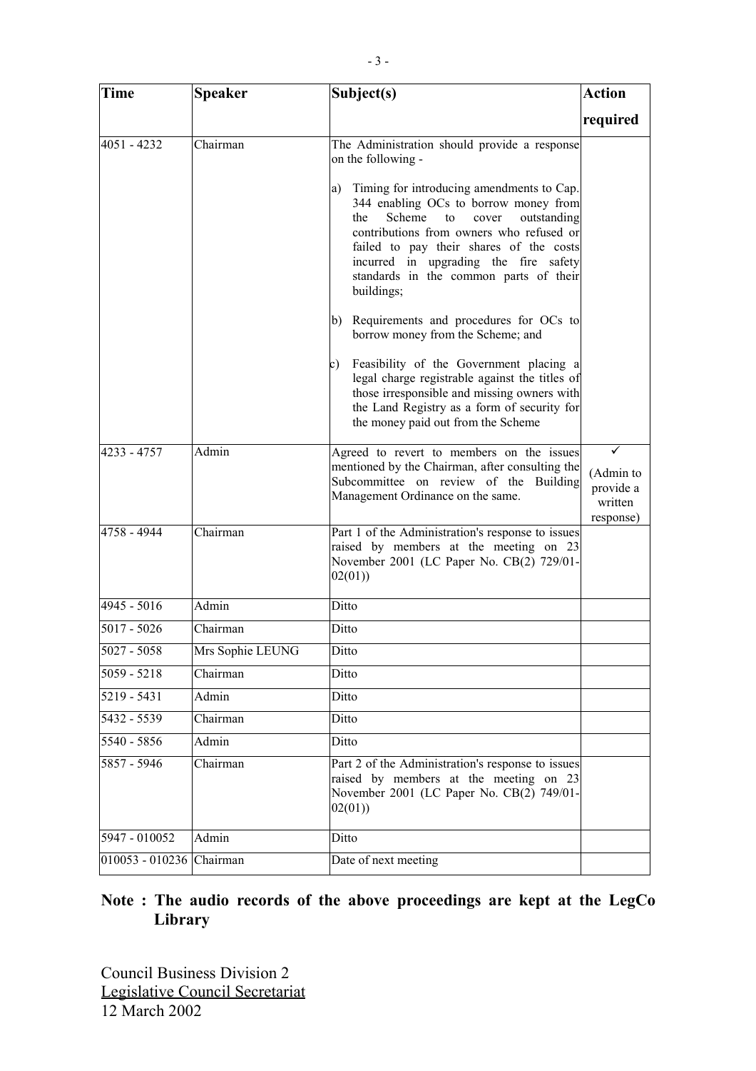| Time | Speaker | Subject(s) | Action required |
|---|---|---|---|
| 4051 - 4232 | Chairman | The Administration should provide a response on the following - <br><br> a) Timing for introducing amendments to Cap. 344 enabling OCs to borrow money from the Scheme to cover outstanding contributions from owners who refused or failed to pay their shares of the costs incurred in upgrading the fire safety standards in the common parts of their buildings; <br><br> b) Requirements and procedures for OCs to borrow money from the Scheme; and <br><br> c) Feasibility of the Government placing a legal charge registrable against the titles of those irresponsible and missing owners with the Land Registry as a form of security for the money paid out from the Scheme | |
| 4233 - 4757 | Admin | Agreed to revert to members on the issues mentioned by the Chairman, after consulting the Subcommittee on review of the Building Management Ordinance on the same. | ✓ (Admin to provide a written response) |
| 4758 - 4944 | Chairman | Part 1 of the Administration's response to issues raised by members at the meeting on 23 November 2001 (LC Paper No. CB(2) 729/01-02(01)) | |
| 4945 - 5016 | Admin | Ditto | |
| 5017 - 5026 | Chairman | Ditto | |
| 5027 - 5058 | Mrs Sophie LEUNG | Ditto | |
| 5059 - 5218 | Chairman | Ditto | |
| 5219 - 5431 | Admin | Ditto | |
| 5432 - 5539 | Chairman | Ditto | |
| 5540 - 5856 | Admin | Ditto | |
| 5857 - 5946 | Chairman | Part 2 of the Administration's response to issues raised by members at the meeting on 23 November 2001 (LC Paper No. CB(2) 749/01-02(01)) | |
| 5947 - 010052 | Admin | Ditto | |
| 010053 - 010236 | Chairman | Date of next meeting | |

**Note : The audio records of the above proceedings are kept at the LegCo Library**

Council Business Division 2
Legislative Council Secretariat
12 March 2002